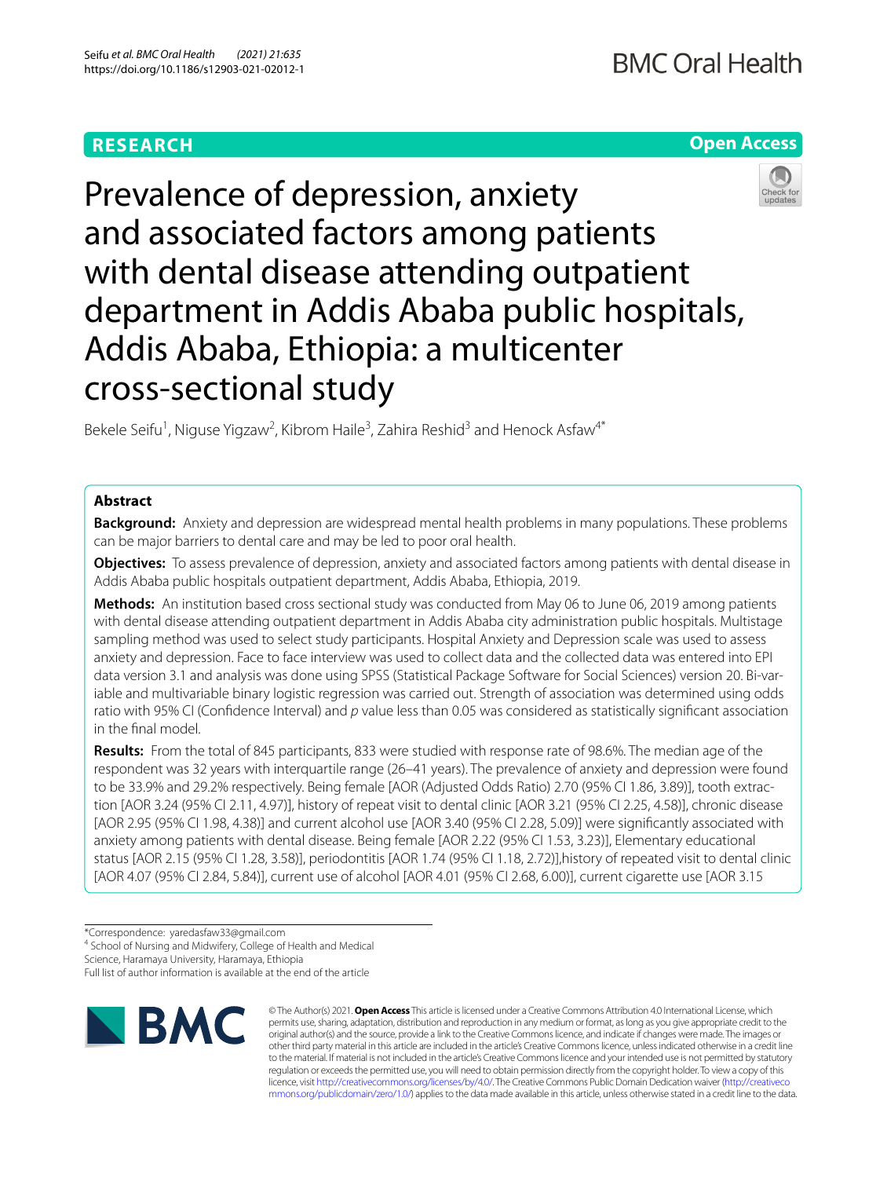RESEARCH

Open Access

# Prevalence of depression, anxiety and associated factors among patients with dental disease attending outpatient department in Addis Ababa public hospitals, Addis Ababa, Ethiopia: a multicenter cross-sectional study

Bekele Seifu[1], Niguse Yigzaw[2], Kibrom Haile[3], Zahira Reshid[3] and Henock Asfaw[4*]

## Abstract

**Background:** Anxiety and depression are widespread mental health problems in many populations. These problems can be major barriers to dental care and may be led to poor oral health.

**Objectives:** To assess prevalence of depression, anxiety and associated factors among patients with dental disease in Addis Ababa public hospitals outpatient department, Addis Ababa, Ethiopia, 2019.

**Methods:** An institution based cross sectional study was conducted from May 06 to June 06, 2019 among patients with dental disease attending outpatient department in Addis Ababa city administration public hospitals. Multistage sampling method was used to select study participants. Hospital Anxiety and Depression scale was used to assess anxiety and depression. Face to face interview was used to collect data and the collected data was entered into EPI data version 3.1 and analysis was done using SPSS (Statistical Package Software for Social Sciences) version 20. Bi-variable and multivariable binary logistic regression was carried out. Strength of association was determined using odds ratio with 95% CI (Confidence Interval) and *p* value less than 0.05 was considered as statistically significant association in the final model.

**Results:** From the total of 845 participants, 833 were studied with response rate of 98.6%. The median age of the respondent was 32 years with interquartile range (26–41 years). The prevalence of anxiety and depression were found to be 33.9% and 29.2% respectively. Being female [AOR (Adjusted Odds Ratio) 2.70 (95% CI 1.86, 3.89)], tooth extraction [AOR 3.24 (95% CI 2.11, 4.97)], history of repeat visit to dental clinic [AOR 3.21 (95% CI 2.25, 4.58)], chronic disease [AOR 2.95 (95% CI 1.98, 4.38)] and current alcohol use [AOR 3.40 (95% CI 2.28, 5.09)] were significantly associated with anxiety among patients with dental disease. Being female [AOR 2.22 (95% CI 1.53, 3.23)], Elementary educational status [AOR 2.15 (95% CI 1.28, 3.58)], periodontitis [AOR 1.74 (95% CI 1.18, 2.72)],history of repeated visit to dental clinic [AOR 4.07 (95% CI 2.84, 5.84)], current use of alcohol [AOR 4.01 (95% CI 2.68, 6.00)], current cigarette use [AOR 3.15

*Correspondence: yaredasfaw33@gmail.com
[4] School of Nursing and Midwifery, College of Health and Medical Science, Haramaya University, Haramaya, Ethiopia
Full list of author information is available at the end of the article

© The Author(s) 2021. **Open Access** This article is licensed under a Creative Commons Attribution 4.0 International License, which permits use, sharing, adaptation, distribution and reproduction in any medium or format, as long as you give appropriate credit to the original author(s) and the source, provide a link to the Creative Commons licence, and indicate if changes were made. The images or other third party material in this article are included in the article's Creative Commons licence, unless indicated otherwise in a credit line to the material. If material is not included in the article's Creative Commons licence and your intended use is not permitted by statutory regulation or exceeds the permitted use, you will need to obtain permission directly from the copyright holder. To view a copy of this licence, visit http://creativecommons.org/licenses/by/4.0/. The Creative Commons Public Domain Dedication waiver (http://creativecommons.org/publicdomain/zero/1.0/) applies to the data made available in this article, unless otherwise stated in a credit line to the data.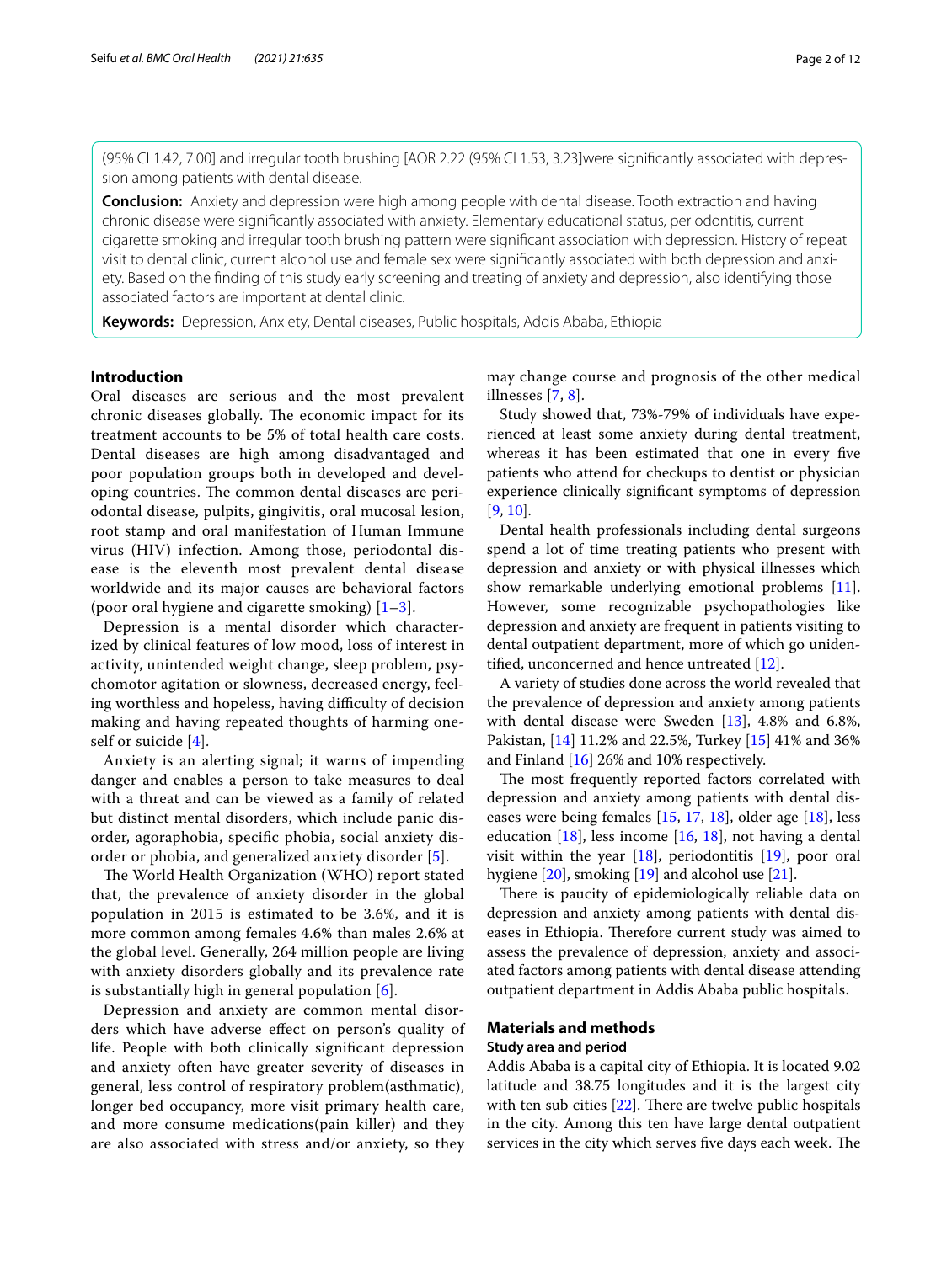(95% CI 1.42, 7.00] and irregular tooth brushing [AOR 2.22 (95% CI 1.53, 3.23]were significantly associated with depression among patients with dental disease.

**Conclusion:** Anxiety and depression were high among people with dental disease. Tooth extraction and having chronic disease were significantly associated with anxiety. Elementary educational status, periodontitis, current cigarette smoking and irregular tooth brushing pattern were significant association with depression. History of repeat visit to dental clinic, current alcohol use and female sex were significantly associated with both depression and anxiety. Based on the finding of this study early screening and treating of anxiety and depression, also identifying those associated factors are important at dental clinic.

**Keywords:** Depression, Anxiety, Dental diseases, Public hospitals, Addis Ababa, Ethiopia

## Introduction

Oral diseases are serious and the most prevalent chronic diseases globally. The economic impact for its treatment accounts to be 5% of total health care costs. Dental diseases are high among disadvantaged and poor population groups both in developed and developing countries. The common dental diseases are periodontal disease, pulpits, gingivitis, oral mucosal lesion, root stamp and oral manifestation of Human Immune virus (HIV) infection. Among those, periodontal disease is the eleventh most prevalent dental disease worldwide and its major causes are behavioral factors (poor oral hygiene and cigarette smoking) [1–3].

Depression is a mental disorder which characterized by clinical features of low mood, loss of interest in activity, unintended weight change, sleep problem, psychomotor agitation or slowness, decreased energy, feeling worthless and hopeless, having difficulty of decision making and having repeated thoughts of harming oneself or suicide [4].

Anxiety is an alerting signal; it warns of impending danger and enables a person to take measures to deal with a threat and can be viewed as a family of related but distinct mental disorders, which include panic disorder, agoraphobia, specific phobia, social anxiety disorder or phobia, and generalized anxiety disorder [5].

The World Health Organization (WHO) report stated that, the prevalence of anxiety disorder in the global population in 2015 is estimated to be 3.6%, and it is more common among females 4.6% than males 2.6% at the global level. Generally, 264 million people are living with anxiety disorders globally and its prevalence rate is substantially high in general population [6].

Depression and anxiety are common mental disorders which have adverse effect on person's quality of life. People with both clinically significant depression and anxiety often have greater severity of diseases in general, less control of respiratory problem(asthmatic), longer bed occupancy, more visit primary health care, and more consume medications(pain killer) and they are also associated with stress and/or anxiety, so they may change course and prognosis of the other medical illnesses [7, 8].

Study showed that, 73%-79% of individuals have experienced at least some anxiety during dental treatment, whereas it has been estimated that one in every five patients who attend for checkups to dentist or physician experience clinically significant symptoms of depression [9, 10].

Dental health professionals including dental surgeons spend a lot of time treating patients who present with depression and anxiety or with physical illnesses which show remarkable underlying emotional problems [11]. However, some recognizable psychopathologies like depression and anxiety are frequent in patients visiting to dental outpatient department, more of which go unidentified, unconcerned and hence untreated [12].

A variety of studies done across the world revealed that the prevalence of depression and anxiety among patients with dental disease were Sweden [13], 4.8% and 6.8%, Pakistan, [14] 11.2% and 22.5%, Turkey [15] 41% and 36% and Finland [16] 26% and 10% respectively.

The most frequently reported factors correlated with depression and anxiety among patients with dental diseases were being females [15, 17, 18], older age [18], less education [18], less income [16, 18], not having a dental visit within the year [18], periodontitis [19], poor oral hygiene [20], smoking [19] and alcohol use [21].

There is paucity of epidemiologically reliable data on depression and anxiety among patients with dental diseases in Ethiopia. Therefore current study was aimed to assess the prevalence of depression, anxiety and associated factors among patients with dental disease attending outpatient department in Addis Ababa public hospitals.

## Materials and methods

### Study area and period

Addis Ababa is a capital city of Ethiopia. It is located 9.02 latitude and 38.75 longitudes and it is the largest city with ten sub cities [22]. There are twelve public hospitals in the city. Among this ten have large dental outpatient services in the city which serves five days each week. The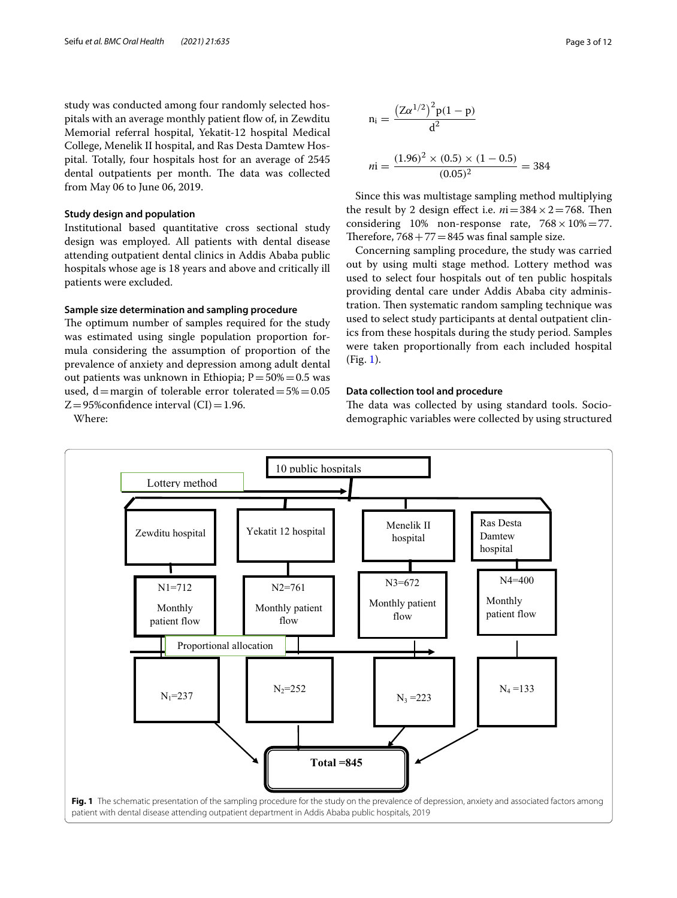study was conducted among four randomly selected hospitals with an average monthly patient flow of, in Zewditu Memorial referral hospital, Yekatit-12 hospital Medical College, Menelik II hospital, and Ras Desta Damtew Hospital. Totally, four hospitals host for an average of 2545 dental outpatients per month. The data was collected from May 06 to June 06, 2019.

### Study design and population

Institutional based quantitative cross sectional study design was employed. All patients with dental disease attending outpatient dental clinics in Addis Ababa public hospitals whose age is 18 years and above and critically ill patients were excluded.

### Sample size determination and sampling procedure

The optimum number of samples required for the study was estimated using single population proportion formula considering the assumption of proportion of the prevalence of anxiety and depression among adult dental out patients was unknown in Ethiopia; P = 50% = 0.5 was used, d = margin of tolerable error tolerated = 5% = 0.05 Z = 95%confidence interval (CI) = 1.96.

Where:

$$n_i = \frac{\left(Z\alpha^{1/2}\right)^2 p(1-p)}{d^2}$$

$$ni = \frac{(1.96)^2 \times (0.5) \times (1-0.5)}{(0.05)^2} = 384$$

Since this was multistage sampling method multiplying the result by 2 design effect i.e. $ni = 384 \times 2 = 768$. Then considering 10% non-response rate, $768 \times 10\% = 77$. Therefore, $768 + 77 = 845$ was final sample size.

Concerning sampling procedure, the study was carried out by using multi stage method. Lottery method was used to select four hospitals out of ten public hospitals providing dental care under Addis Ababa city administration. Then systematic random sampling technique was used to select study participants at dental outpatient clinics from these hospitals during the study period. Samples were taken proportionally from each included hospital (Fig. 1).

### Data collection tool and procedure

The data was collected by using standard tools. Sociodemographic variables were collected by using structured

10 public hospitals

Lottery method

| Zewditu hospital | Yekatit 12 hospital | Menelik II hospital | Ras Desta Damtew hospital |
|---|---|---|---|
| N1=712 Monthly patient flow | N2=761 Monthly patient flow | N3=672 Monthly patient flow | N4=400 Monthly patient flow |
| $N_1$=237 | $N_2$=252 | $N_3$=223 | $N_4$=133 |

Proportional allocation

**Total =845**

**Fig. 1** The schematic presentation of the sampling procedure for the study on the prevalence of depression, anxiety and associated factors among patient with dental disease attending outpatient department in Addis Ababa public hospitals, 2019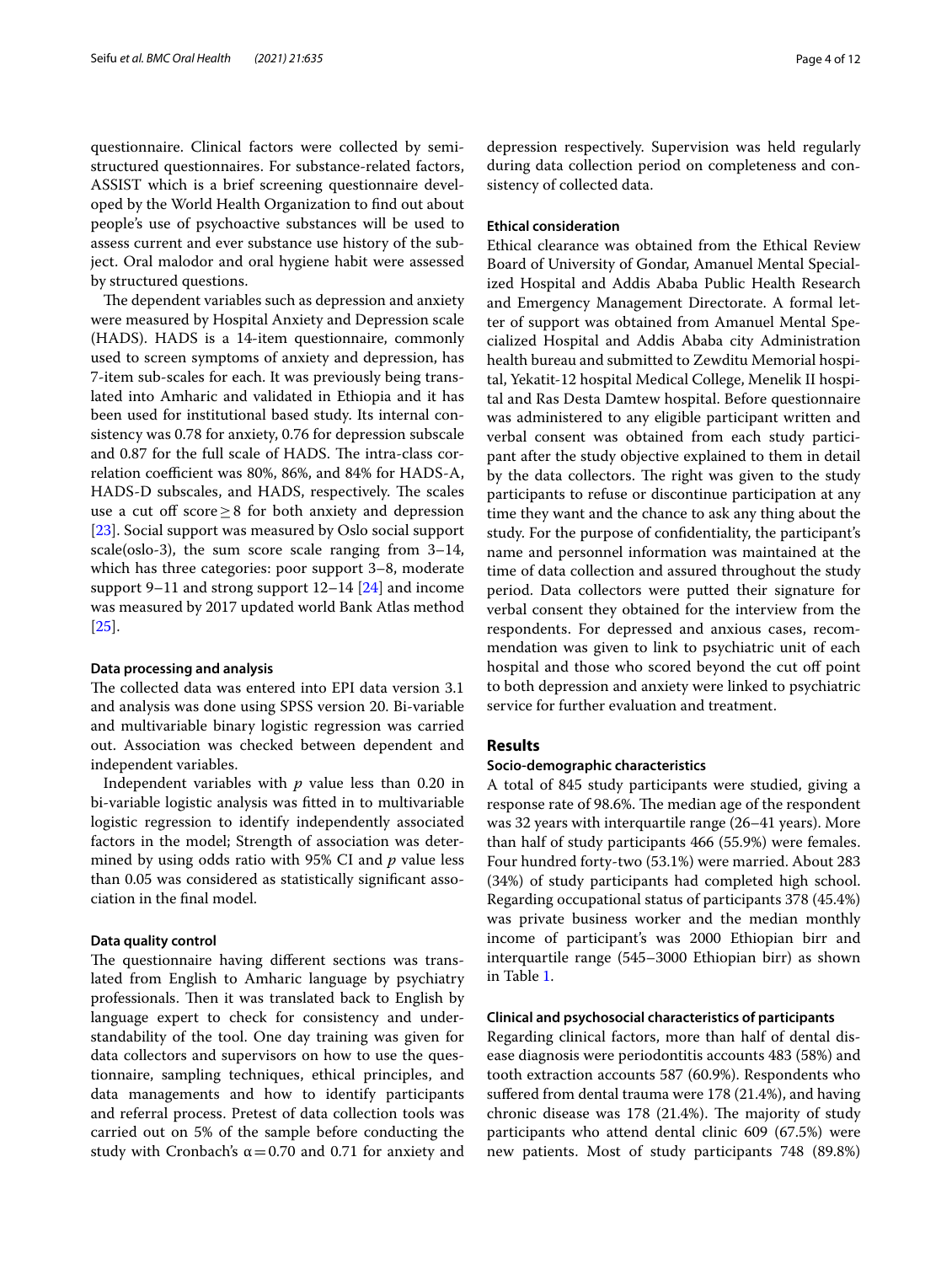questionnaire. Clinical factors were collected by semi-structured questionnaires. For substance-related factors, ASSIST which is a brief screening questionnaire developed by the World Health Organization to find out about people's use of psychoactive substances will be used to assess current and ever substance use history of the subject. Oral malodor and oral hygiene habit were assessed by structured questions.

The dependent variables such as depression and anxiety were measured by Hospital Anxiety and Depression scale (HADS). HADS is a 14-item questionnaire, commonly used to screen symptoms of anxiety and depression, has 7-item sub-scales for each. It was previously being translated into Amharic and validated in Ethiopia and it has been used for institutional based study. Its internal consistency was 0.78 for anxiety, 0.76 for depression subscale and 0.87 for the full scale of HADS. The intra-class correlation coefficient was 80%, 86%, and 84% for HADS-A, HADS-D subscales, and HADS, respectively. The scales use a cut off score $\geq 8$ for both anxiety and depression [23]. Social support was measured by Oslo social support scale(oslo-3), the sum score scale ranging from 3–14, which has three categories: poor support 3–8, moderate support 9–11 and strong support 12–14 [24] and income was measured by 2017 updated world Bank Atlas method [25].

#### Data processing and analysis

The collected data was entered into EPI data version 3.1 and analysis was done using SPSS version 20. Bi-variable and multivariable binary logistic regression was carried out. Association was checked between dependent and independent variables.

Independent variables with $p$ value less than 0.20 in bi-variable logistic analysis was fitted in to multivariable logistic regression to identify independently associated factors in the model; Strength of association was determined by using odds ratio with 95% CI and $p$ value less than 0.05 was considered as statistically significant association in the final model.

#### Data quality control

The questionnaire having different sections was translated from English to Amharic language by psychiatry professionals. Then it was translated back to English by language expert to check for consistency and understandability of the tool. One day training was given for data collectors and supervisors on how to use the questionnaire, sampling techniques, ethical principles, and data managements and how to identify participants and referral process. Pretest of data collection tools was carried out on 5% of the sample before conducting the study with Cronbach's $\alpha = 0.70$ and 0.71 for anxiety and depression respectively. Supervision was held regularly during data collection period on completeness and consistency of collected data.

#### Ethical consideration

Ethical clearance was obtained from the Ethical Review Board of University of Gondar, Amanuel Mental Specialized Hospital and Addis Ababa Public Health Research and Emergency Management Directorate. A formal letter of support was obtained from Amanuel Mental Specialized Hospital and Addis Ababa city Administration health bureau and submitted to Zewditu Memorial hospital, Yekatit-12 hospital Medical College, Menelik II hospital and Ras Desta Damtew hospital. Before questionnaire was administered to any eligible participant written and verbal consent was obtained from each study participant after the study objective explained to them in detail by the data collectors. The right was given to the study participants to refuse or discontinue participation at any time they want and the chance to ask any thing about the study. For the purpose of confidentiality, the participant's name and personnel information was maintained at the time of data collection and assured throughout the study period. Data collectors were putted their signature for verbal consent they obtained for the interview from the respondents. For depressed and anxious cases, recommendation was given to link to psychiatric unit of each hospital and those who scored beyond the cut off point to both depression and anxiety were linked to psychiatric service for further evaluation and treatment.

## Results

#### Socio-demographic characteristics

A total of 845 study participants were studied, giving a response rate of 98.6%. The median age of the respondent was 32 years with interquartile range (26–41 years). More than half of study participants 466 (55.9%) were females. Four hundred forty-two (53.1%) were married. About 283 (34%) of study participants had completed high school. Regarding occupational status of participants 378 (45.4%) was private business worker and the median monthly income of participant's was 2000 Ethiopian birr and interquartile range (545–3000 Ethiopian birr) as shown in Table 1.

#### Clinical and psychosocial characteristics of participants

Regarding clinical factors, more than half of dental disease diagnosis were periodontitis accounts 483 (58%) and tooth extraction accounts 587 (60.9%). Respondents who suffered from dental trauma were 178 (21.4%), and having chronic disease was 178 (21.4%). The majority of study participants who attend dental clinic 609 (67.5%) were new patients. Most of study participants 748 (89.8%)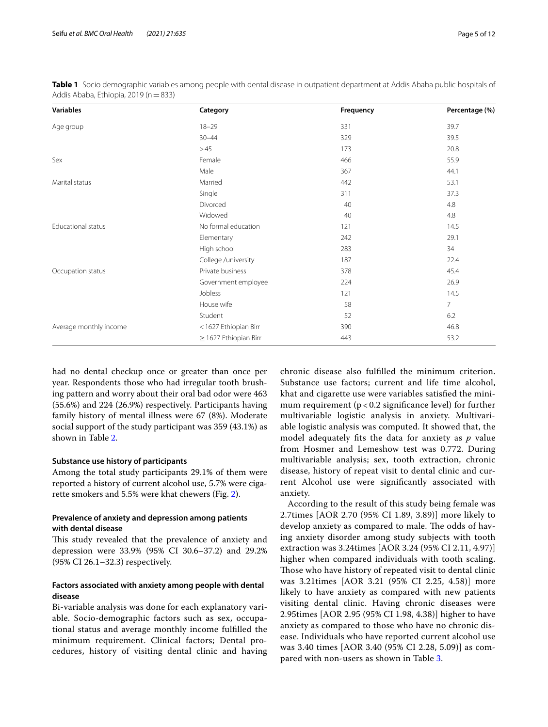**Table 1** Socio demographic variables among people with dental disease in outpatient department at Addis Ababa public hospitals of Addis Ababa, Ethiopia, 2019 (n = 833)

| Variables | Category | Frequency | Percentage (%) |
|---|---|---|---|
| Age group | 18–29 | 331 | 39.7 |
| | 30–44 | 329 | 39.5 |
| | > 45 | 173 | 20.8 |
| Sex | Female | 466 | 55.9 |
| | Male | 367 | 44.1 |
| Marital status | Married | 442 | 53.1 |
| | Single | 311 | 37.3 |
| | Divorced | 40 | 4.8 |
| | Widowed | 40 | 4.8 |
| Educational status | No formal education | 121 | 14.5 |
| | Elementary | 242 | 29.1 |
| | High school | 283 | 34 |
| | College /university | 187 | 22.4 |
| Occupation status | Private business | 378 | 45.4 |
| | Government employee | 224 | 26.9 |
| | Jobless | 121 | 14.5 |
| | House wife | 58 | 7 |
| | Student | 52 | 6.2 |
| Average monthly income | < 1627 Ethiopian Birr | 390 | 46.8 |
| | ≥ 1627 Ethiopian Birr | 443 | 53.2 |

had no dental checkup once or greater than once per year. Respondents those who had irregular tooth brushing pattern and worry about their oral bad odor were 463 (55.6%) and 224 (26.9%) respectively. Participants having family history of mental illness were 67 (8%). Moderate social support of the study participant was 359 (43.1%) as shown in Table 2.

#### Substance use history of participants

Among the total study participants 29.1% of them were reported a history of current alcohol use, 5.7% were cigarette smokers and 5.5% were khat chewers (Fig. 2).

#### Prevalence of anxiety and depression among patients with dental disease

This study revealed that the prevalence of anxiety and depression were 33.9% (95% CI 30.6–37.2) and 29.2% (95% CI 26.1–32.3) respectively.

#### Factors associated with anxiety among people with dental disease

Bi-variable analysis was done for each explanatory variable. Socio-demographic factors such as sex, occupational status and average monthly income fulfilled the minimum requirement. Clinical factors; Dental procedures, history of visiting dental clinic and having chronic disease also fulfilled the minimum criterion. Substance use factors; current and life time alcohol, khat and cigarette use were variables satisfied the minimum requirement ($p < 0.2$ significance level) for further multivariable logistic analysis in anxiety. Multivariable logistic analysis was computed. It showed that, the model adequately fits the data for anxiety as *p* value from Hosmer and Lemeshow test was 0.772. During multivariable analysis; sex, tooth extraction, chronic disease, history of repeat visit to dental clinic and current Alcohol use were significantly associated with anxiety.

According to the result of this study being female was 2.7times [AOR 2.70 (95% CI 1.89, 3.89)] more likely to develop anxiety as compared to male. The odds of having anxiety disorder among study subjects with tooth extraction was 3.24times [AOR 3.24 (95% CI 2.11, 4.97)] higher when compared individuals with tooth scaling. Those who have history of repeated visit to dental clinic was 3.21times [AOR 3.21 (95% CI 2.25, 4.58)] more likely to have anxiety as compared with new patients visiting dental clinic. Having chronic diseases were 2.95times [AOR 2.95 (95% CI 1.98, 4.38)] higher to have anxiety as compared to those who have no chronic disease. Individuals who have reported current alcohol use was 3.40 times [AOR 3.40 (95% CI 2.28, 5.09)] as compared with non-users as shown in Table 3.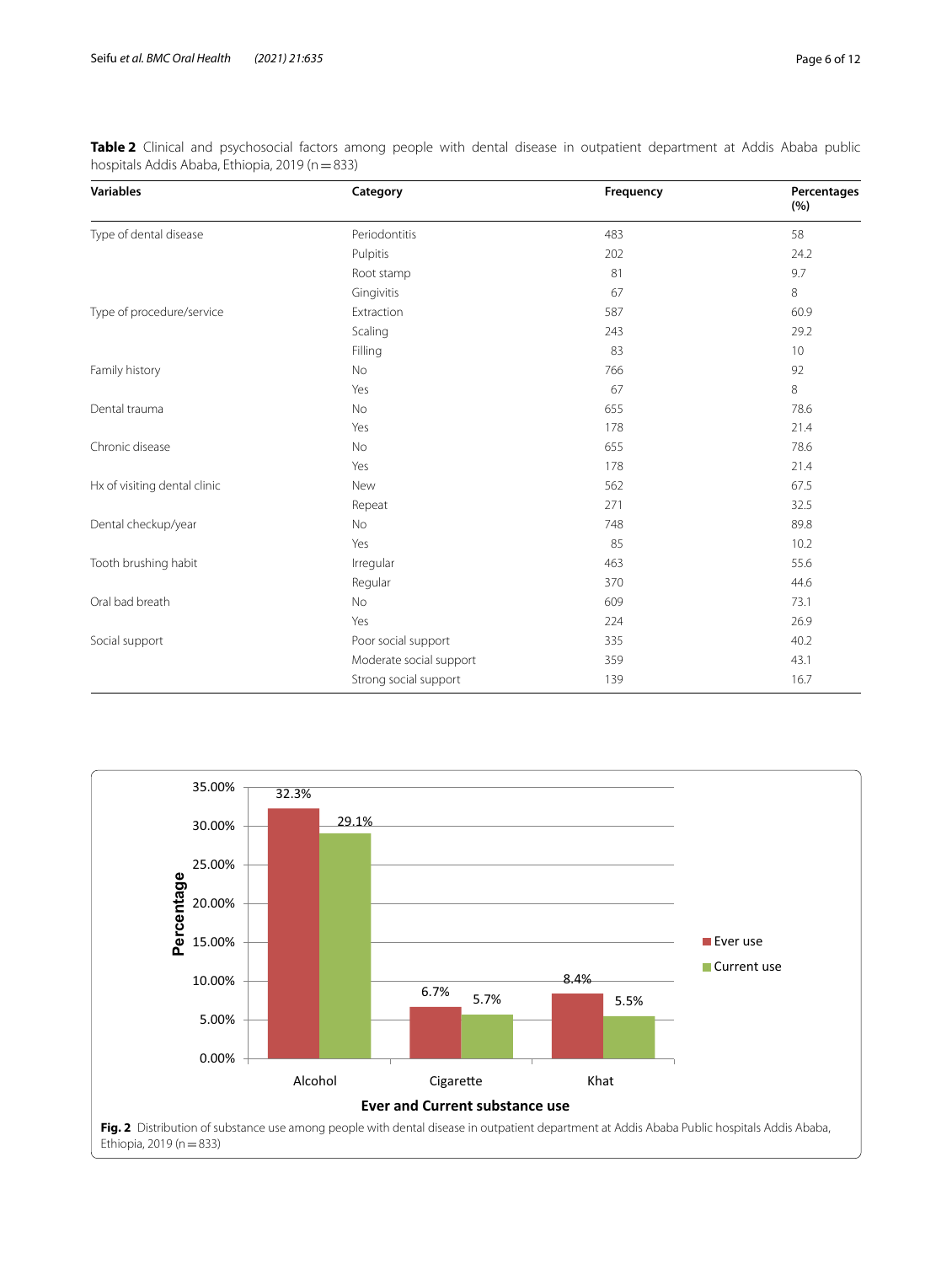**Table 2** Clinical and psychosocial factors among people with dental disease in outpatient department at Addis Ababa public hospitals Addis Ababa, Ethiopia, 2019 (n = 833)

| Variables | Category | Frequency | Percentages (%) |
|---|---|---|---|
| Type of dental disease | Periodontitis | 483 | 58 |
| | Pulpitis | 202 | 24.2 |
| | Root stamp | 81 | 9.7 |
| | Gingivitis | 67 | 8 |
| Type of procedure/service | Extraction | 587 | 60.9 |
| | Scaling | 243 | 29.2 |
| | Filling | 83 | 10 |
| Family history | No | 766 | 92 |
| | Yes | 67 | 8 |
| Dental trauma | No | 655 | 78.6 |
| | Yes | 178 | 21.4 |
| Chronic disease | No | 655 | 78.6 |
| | Yes | 178 | 21.4 |
| Hx of visiting dental clinic | New | 562 | 67.5 |
| | Repeat | 271 | 32.5 |
| Dental checkup/year | No | 748 | 89.8 |
| | Yes | 85 | 10.2 |
| Tooth brushing habit | Irregular | 463 | 55.6 |
| | Regular | 370 | 44.6 |
| Oral bad breath | No | 609 | 73.1 |
| | Yes | 224 | 26.9 |
| Social support | Poor social support | 335 | 40.2 |
| | Moderate social support | 359 | 43.1 |
| | Strong social support | 139 | 16.7 |

| Ever and Current substance use | Ever use | Current use |
|---|---|---|
| Alcohol | 32.3% | 29.1% |
| Cigarette | 6.7% | 5.7% |
| Khat | 8.4% | 5.5% |

**Fig. 2** Distribution of substance use among people with dental disease in outpatient department at Addis Ababa Public hospitals Addis Ababa, Ethiopia, 2019 (n = 833)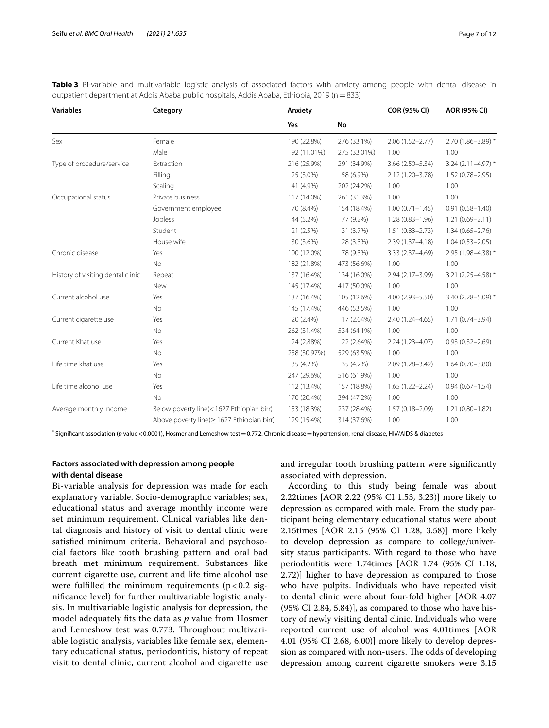**Table 3** Bi-variable and multivariable logistic analysis of associated factors with anxiety among people with dental disease in outpatient department at Addis Ababa public hospitals, Addis Ababa, Ethiopia, 2019 (n = 833)

| Variables | Category | Anxiety | | COR (95% CI) | AOR (95% CI) |
|---|---|---|---|---|---|
| | | Yes | No | | |
| Sex | Female | 190 (22.8%) | 276 (33.1%) | 2.06 (1.52–2.77) | 2.70 (1.86–3.89) * |
| | Male | 92 (11.01%) | 275 (33.01%) | 1.00 | 1.00 |
| Type of procedure/service | Extraction | 216 (25.9%) | 291 (34.9%) | 3.66 (2.50–5.34) | 3.24 (2.11–4.97) * |
| | Filling | 25 (3.0%) | 58 (6.9%) | 2.12 (1.20–3.78) | 1.52 (0.78–2.95) |
| | Scaling | 41 (4.9%) | 202 (24.2%) | 1.00 | 1.00 |
| Occupational status | Private business | 117 (14.0%) | 261 (31.3%) | 1.00 | 1.00 |
| | Government employee | 70 (8.4%) | 154 (18.4%) | 1.00 (0.71–1.45) | 0.91 (0.58–1.40) |
| | Jobless | 44 (5.2%) | 77 (9.2%) | 1.28 (0.83–1.96) | 1.21 (0.69–2.11) |
| | Student | 21 (2.5%) | 31 (3.7%) | 1.51 (0.83–2.73) | 1.34 (0.65–2.76) |
| | House wife | 30 (3.6%) | 28 (3.3%) | 2.39 (1.37–4.18) | 1.04 (0.53–2.05) |
| Chronic disease | Yes | 100 (12.0%) | 78 (9.3%) | 3.33 (2.37–4.69) | 2.95 (1.98–4.38) * |
| | No | 182 (21.8%) | 473 (56.6%) | 1.00 | 1.00 |
| History of visiting dental clinic | Repeat | 137 (16.4%) | 134 (16.0%) | 2.94 (2.17–3.99) | 3.21 (2.25–4.58) * |
| | New | 145 (17.4%) | 417 (50.0%) | 1.00 | 1.00 |
| Current alcohol use | Yes | 137 (16.4%) | 105 (12.6%) | 4.00 (2.93–5.50) | 3.40 (2.28–5.09) * |
| | No | 145 (17.4%) | 446 (53.5%) | 1.00 | 1.00 |
| Current cigarette use | Yes | 20 (2.4%) | 17 (2.04%) | 2.40 (1.24–4.65) | 1.71 (0.74–3.94) |
| | No | 262 (31.4%) | 534 (64.1%) | 1.00 | 1.00 |
| Current Khat use | Yes | 24 (2.88%) | 22 (2.64%) | 2.24 (1.23–4.07) | 0.93 (0.32–2.69) |
| | No | 258 (30.97%) | 529 (63.5%) | 1.00 | 1.00 |
| Life time khat use | Yes | 35 (4.2%) | 35 (4.2%) | 2.09 (1.28–3.42) | 1.64 (0.70–3.80) |
| | No | 247 (29.6%) | 516 (61.9%) | 1.00 | 1.00 |
| Life time alcohol use | Yes | 112 (13.4%) | 157 (18.8%) | 1.65 (1.22–2.24) | 0.94 (0.67–1.54) |
| | No | 170 (20.4%) | 394 (47.2%) | 1.00 | 1.00 |
| Average monthly Income | Below poverty line(< 1627 Ethiopian birr) | 153 (18.3%) | 237 (28.4%) | 1.57 (0.18–2.09) | 1.21 (0.80–1.82) |
| | Above poverty line(≥ 1627 Ethiopian birr) | 129 (15.4%) | 314 (37.6%) | 1.00 | 1.00 |

* Significant association (*p* value < 0.0001), Hosmer and Lemeshow test = 0.772. Chronic disease = hypertension, renal disease, HIV/AIDS & diabetes

### Factors associated with depression among people with dental disease

Bi-variable analysis for depression was made for each explanatory variable. Socio-demographic variables; sex, educational status and average monthly income were set minimum requirement. Clinical variables like dental diagnosis and history of visit to dental clinic were satisfied minimum criteria. Behavioral and psychosocial factors like tooth brushing pattern and oral bad breath met minimum requirement. Substances like current cigarette use, current and life time alcohol use were fulfilled the minimum requirements ($p < 0.2$ significance level) for further multivariable logistic analysis. In multivariable logistic analysis for depression, the model adequately fits the data as *p* value from Hosmer and Lemeshow test was 0.773. Throughout multivariable logistic analysis, variables like female sex, elementary educational status, periodontitis, history of repeat visit to dental clinic, current alcohol and cigarette use and irregular tooth brushing pattern were significantly associated with depression.

According to this study being female was about 2.22times [AOR 2.22 (95% CI 1.53, 3.23)] more likely to depression as compared with male. From the study participant being elementary educational status were about 2.15times [AOR 2.15 (95% CI 1.28, 3.58)] more likely to develop depression as compare to college/university status participants. With regard to those who have periodontitis were 1.74times [AOR 1.74 (95% CI 1.18, 2.72)] higher to have depression as compared to those who have pulpits. Individuals who have repeated visit to dental clinic were about four-fold higher [AOR 4.07 (95% CI 2.84, 5.84)], as compared to those who have history of newly visiting dental clinic. Individuals who were reported current use of alcohol was 4.01times [AOR 4.01 (95% CI 2.68, 6.00)] more likely to develop depression as compared with non-users. The odds of developing depression among current cigarette smokers were 3.15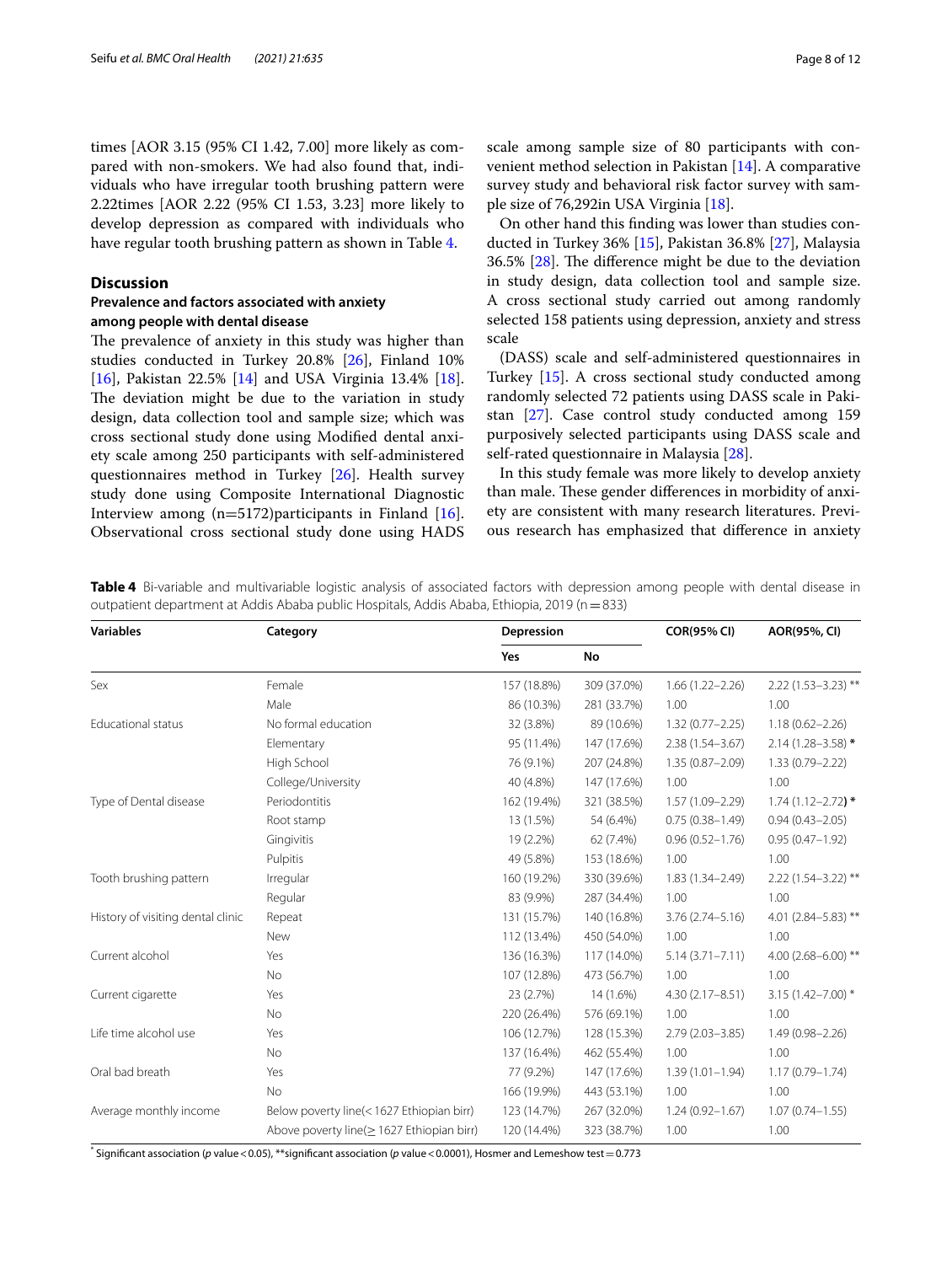times [AOR 3.15 (95% CI 1.42, 7.00] more likely as compared with non-smokers. We had also found that, individuals who have irregular tooth brushing pattern were 2.22times [AOR 2.22 (95% CI 1.53, 3.23] more likely to develop depression as compared with individuals who have regular tooth brushing pattern as shown in Table 4.

## Discussion

### Prevalence and factors associated with anxiety among people with dental disease

The prevalence of anxiety in this study was higher than studies conducted in Turkey 20.8% [26], Finland 10% [16], Pakistan 22.5% [14] and USA Virginia 13.4% [18]. The deviation might be due to the variation in study design, data collection tool and sample size; which was cross sectional study done using Modified dental anxiety scale among 250 participants with self-administered questionnaires method in Turkey [26]. Health survey study done using Composite International Diagnostic Interview among (n=5172)participants in Finland [16]. Observational cross sectional study done using HADS scale among sample size of 80 participants with convenient method selection in Pakistan [14]. A comparative survey study and behavioral risk factor survey with sample size of 76,292in USA Virginia [18].

On other hand this finding was lower than studies conducted in Turkey 36% [15], Pakistan 36.8% [27], Malaysia 36.5% [28]. The difference might be due to the deviation in study design, data collection tool and sample size. A cross sectional study carried out among randomly selected 158 patients using depression, anxiety and stress scale

(DASS) scale and self-administered questionnaires in Turkey [15]. A cross sectional study conducted among randomly selected 72 patients using DASS scale in Pakistan [27]. Case control study conducted among 159 purposively selected participants using DASS scale and self-rated questionnaire in Malaysia [28].

In this study female was more likely to develop anxiety than male. These gender differences in morbidity of anxiety are consistent with many research literatures. Previous research has emphasized that difference in anxiety

**Table 4** Bi-variable and multivariable logistic analysis of associated factors with depression among people with dental disease in outpatient department at Addis Ababa public Hospitals, Addis Ababa, Ethiopia, 2019 (n=833)

| Variables | Category | Depression | | COR(95% CI) | AOR(95%, CI) |
|---|---|---|---|---|---|
| | | Yes | No | | |
| Sex | Female | 157 (18.8%) | 309 (37.0%) | 1.66 (1.22–2.26) | 2.22 (1.53–3.23) ** |
| | Male | 86 (10.3%) | 281 (33.7%) | 1.00 | 1.00 |
| Educational status | No formal education | 32 (3.8%) | 89 (10.6%) | 1.32 (0.77–2.25) | 1.18 (0.62–2.26) |
| | Elementary | 95 (11.4%) | 147 (17.6%) | 2.38 (1.54–3.67) | 2.14 (1.28–3.58) * |
| | High School | 76 (9.1%) | 207 (24.8%) | 1.35 (0.87–2.09) | 1.33 (0.79–2.22) |
| | College/University | 40 (4.8%) | 147 (17.6%) | 1.00 | 1.00 |
| Type of Dental disease | Periodontitis | 162 (19.4%) | 321 (38.5%) | 1.57 (1.09–2.29) | 1.74 (1.12–2.72) * |
| | Root stamp | 13 (1.5%) | 54 (6.4%) | 0.75 (0.38–1.49) | 0.94 (0.43–2.05) |
| | Gingivitis | 19 (2.2%) | 62 (7.4%) | 0.96 (0.52–1.76) | 0.95 (0.47–1.92) |
| | Pulpitis | 49 (5.8%) | 153 (18.6%) | 1.00 | 1.00 |
| Tooth brushing pattern | Irregular | 160 (19.2%) | 330 (39.6%) | 1.83 (1.34–2.49) | 2.22 (1.54–3.22) ** |
| | Regular | 83 (9.9%) | 287 (34.4%) | 1.00 | 1.00 |
| History of visiting dental clinic | Repeat | 131 (15.7%) | 140 (16.8%) | 3.76 (2.74–5.16) | 4.01 (2.84–5.83) ** |
| | New | 112 (13.4%) | 450 (54.0%) | 1.00 | 1.00 |
| Current alcohol | Yes | 136 (16.3%) | 117 (14.0%) | 5.14 (3.71–7.11) | 4.00 (2.68–6.00) ** |
| | No | 107 (12.8%) | 473 (56.7%) | 1.00 | 1.00 |
| Current cigarette | Yes | 23 (2.7%) | 14 (1.6%) | 4.30 (2.17–8.51) | 3.15 (1.42–7.00) * |
| | No | 220 (26.4%) | 576 (69.1%) | 1.00 | 1.00 |
| Life time alcohol use | Yes | 106 (12.7%) | 128 (15.3%) | 2.79 (2.03–3.85) | 1.49 (0.98–2.26) |
| | No | 137 (16.4%) | 462 (55.4%) | 1.00 | 1.00 |
| Oral bad breath | Yes | 77 (9.2%) | 147 (17.6%) | 1.39 (1.01–1.94) | 1.17 (0.79–1.74) |
| | No | 166 (19.9%) | 443 (53.1%) | 1.00 | 1.00 |
| Average monthly income | Below poverty line(< 1627 Ethiopian birr) | 123 (14.7%) | 267 (32.0%) | 1.24 (0.92–1.67) | 1.07 (0.74–1.55) |
| | Above poverty line(≥ 1627 Ethiopian birr) | 120 (14.4%) | 323 (38.7%) | 1.00 | 1.00 |

\* Significant association ($p$ value < 0.05), **significant association ($p$ value < 0.0001), Hosmer and Lemeshow test = 0.773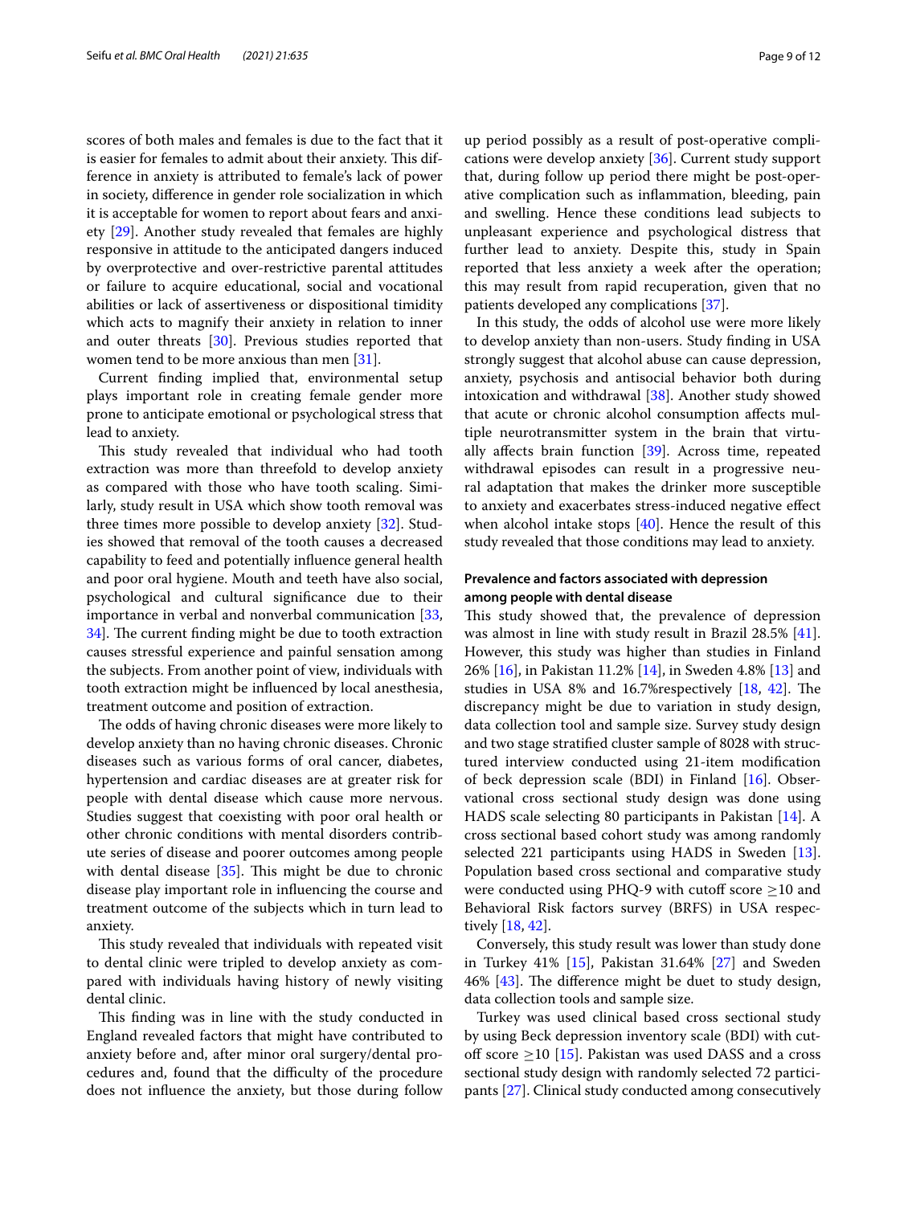scores of both males and females is due to the fact that it is easier for females to admit about their anxiety. This difference in anxiety is attributed to female's lack of power in society, difference in gender role socialization in which it is acceptable for women to report about fears and anxiety [29]. Another study revealed that females are highly responsive in attitude to the anticipated dangers induced by overprotective and over-restrictive parental attitudes or failure to acquire educational, social and vocational abilities or lack of assertiveness or dispositional timidity which acts to magnify their anxiety in relation to inner and outer threats [30]. Previous studies reported that women tend to be more anxious than men [31].

Current finding implied that, environmental setup plays important role in creating female gender more prone to anticipate emotional or psychological stress that lead to anxiety.

This study revealed that individual who had tooth extraction was more than threefold to develop anxiety as compared with those who have tooth scaling. Similarly, study result in USA which show tooth removal was three times more possible to develop anxiety [32]. Studies showed that removal of the tooth causes a decreased capability to feed and potentially influence general health and poor oral hygiene. Mouth and teeth have also social, psychological and cultural significance due to their importance in verbal and nonverbal communication [33, 34]. The current finding might be due to tooth extraction causes stressful experience and painful sensation among the subjects. From another point of view, individuals with tooth extraction might be influenced by local anesthesia, treatment outcome and position of extraction.

The odds of having chronic diseases were more likely to develop anxiety than no having chronic diseases. Chronic diseases such as various forms of oral cancer, diabetes, hypertension and cardiac diseases are at greater risk for people with dental disease which cause more nervous. Studies suggest that coexisting with poor oral health or other chronic conditions with mental disorders contribute series of disease and poorer outcomes among people with dental disease [35]. This might be due to chronic disease play important role in influencing the course and treatment outcome of the subjects which in turn lead to anxiety.

This study revealed that individuals with repeated visit to dental clinic were tripled to develop anxiety as compared with individuals having history of newly visiting dental clinic.

This finding was in line with the study conducted in England revealed factors that might have contributed to anxiety before and, after minor oral surgery/dental procedures and, found that the difficulty of the procedure does not influence the anxiety, but those during follow up period possibly as a result of post-operative complications were develop anxiety [36]. Current study support that, during follow up period there might be post-operative complication such as inflammation, bleeding, pain and swelling. Hence these conditions lead subjects to unpleasant experience and psychological distress that further lead to anxiety. Despite this, study in Spain reported that less anxiety a week after the operation; this may result from rapid recuperation, given that no patients developed any complications [37].

In this study, the odds of alcohol use were more likely to develop anxiety than non-users. Study finding in USA strongly suggest that alcohol abuse can cause depression, anxiety, psychosis and antisocial behavior both during intoxication and withdrawal [38]. Another study showed that acute or chronic alcohol consumption affects multiple neurotransmitter system in the brain that virtually affects brain function [39]. Across time, repeated withdrawal episodes can result in a progressive neural adaptation that makes the drinker more susceptible to anxiety and exacerbates stress-induced negative effect when alcohol intake stops [40]. Hence the result of this study revealed that those conditions may lead to anxiety.

### Prevalence and factors associated with depression among people with dental disease

This study showed that, the prevalence of depression was almost in line with study result in Brazil 28.5% [41]. However, this study was higher than studies in Finland 26% [16], in Pakistan 11.2% [14], in Sweden 4.8% [13] and studies in USA 8% and 16.7%respectively [18, 42]. The discrepancy might be due to variation in study design, data collection tool and sample size. Survey study design and two stage stratified cluster sample of 8028 with structured interview conducted using 21-item modification of beck depression scale (BDI) in Finland [16]. Observational cross sectional study design was done using HADS scale selecting 80 participants in Pakistan [14]. A cross sectional based cohort study was among randomly selected 221 participants using HADS in Sweden [13]. Population based cross sectional and comparative study were conducted using PHQ-9 with cutoff score ≥10 and Behavioral Risk factors survey (BRFS) in USA respectively [18, 42].

Conversely, this study result was lower than study done in Turkey 41% [15], Pakistan 31.64% [27] and Sweden 46% [43]. The difference might be duet to study design, data collection tools and sample size.

Turkey was used clinical based cross sectional study by using Beck depression inventory scale (BDI) with cutoff score ≥10 [15]. Pakistan was used DASS and a cross sectional study design with randomly selected 72 participants [27]. Clinical study conducted among consecutively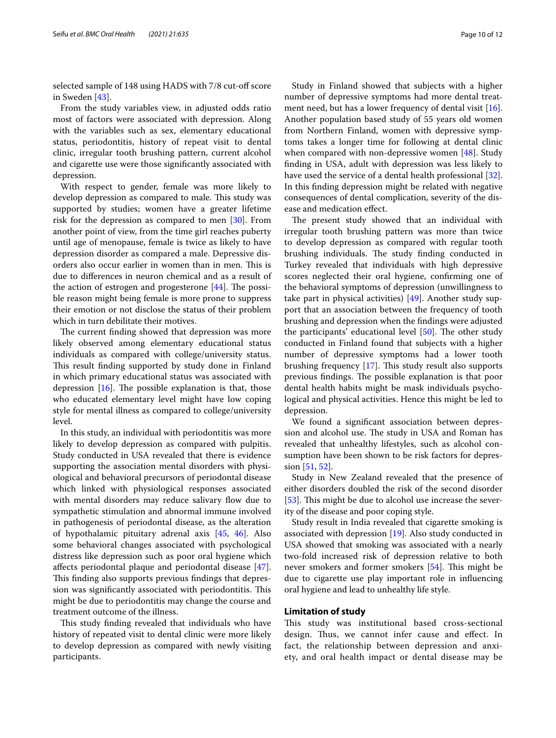selected sample of 148 using HADS with 7/8 cut-off score in Sweden [43].

From the study variables view, in adjusted odds ratio most of factors were associated with depression. Along with the variables such as sex, elementary educational status, periodontitis, history of repeat visit to dental clinic, irregular tooth brushing pattern, current alcohol and cigarette use were those significantly associated with depression.

With respect to gender, female was more likely to develop depression as compared to male. This study was supported by studies; women have a greater lifetime risk for the depression as compared to men [30]. From another point of view, from the time girl reaches puberty until age of menopause, female is twice as likely to have depression disorder as compared a male. Depressive disorders also occur earlier in women than in men. This is due to differences in neuron chemical and as a result of the action of estrogen and progesterone [44]. The possible reason might being female is more prone to suppress their emotion or not disclose the status of their problem which in turn debilitate their motives.

The current finding showed that depression was more likely observed among elementary educational status individuals as compared with college/university status. This result finding supported by study done in Finland in which primary educational status was associated with depression [16]. The possible explanation is that, those who educated elementary level might have low coping style for mental illness as compared to college/university level.

In this study, an individual with periodontitis was more likely to develop depression as compared with pulpitis. Study conducted in USA revealed that there is evidence supporting the association mental disorders with physiological and behavioral precursors of periodontal disease which linked with physiological responses associated with mental disorders may reduce salivary flow due to sympathetic stimulation and abnormal immune involved in pathogenesis of periodontal disease, as the alteration of hypothalamic pituitary adrenal axis [45, 46]. Also some behavioral changes associated with psychological distress like depression such as poor oral hygiene which affects periodontal plaque and periodontal disease [47]. This finding also supports previous findings that depression was significantly associated with periodontitis. This might be due to periodontitis may change the course and treatment outcome of the illness.

This study finding revealed that individuals who have history of repeated visit to dental clinic were more likely to develop depression as compared with newly visiting participants.

Study in Finland showed that subjects with a higher number of depressive symptoms had more dental treatment need, but has a lower frequency of dental visit [16]. Another population based study of 55 years old women from Northern Finland, women with depressive symptoms takes a longer time for following at dental clinic when compared with non-depressive women [48]. Study finding in USA, adult with depression was less likely to have used the service of a dental health professional [32]. In this finding depression might be related with negative consequences of dental complication, severity of the disease and medication effect.

The present study showed that an individual with irregular tooth brushing pattern was more than twice to develop depression as compared with regular tooth brushing individuals. The study finding conducted in Turkey revealed that individuals with high depressive scores neglected their oral hygiene, confirming one of the behavioral symptoms of depression (unwillingness to take part in physical activities) [49]. Another study support that an association between the frequency of tooth brushing and depression when the findings were adjusted the participants' educational level [50]. The other study conducted in Finland found that subjects with a higher number of depressive symptoms had a lower tooth brushing frequency [17]. This study result also supports previous findings. The possible explanation is that poor dental health habits might be mask individuals psychological and physical activities. Hence this might be led to depression.

We found a significant association between depression and alcohol use. The study in USA and Roman has revealed that unhealthy lifestyles, such as alcohol consumption have been shown to be risk factors for depression [51, 52].

Study in New Zealand revealed that the presence of either disorders doubled the risk of the second disorder [53]. This might be due to alcohol use increase the severity of the disease and poor coping style.

Study result in India revealed that cigarette smoking is associated with depression [19]. Also study conducted in USA showed that smoking was associated with a nearly two-fold increased risk of depression relative to both never smokers and former smokers [54]. This might be due to cigarette use play important role in influencing oral hygiene and lead to unhealthy life style.

## Limitation of study

This study was institutional based cross-sectional design. Thus, we cannot infer cause and effect. In fact, the relationship between depression and anxiety, and oral health impact or dental disease may be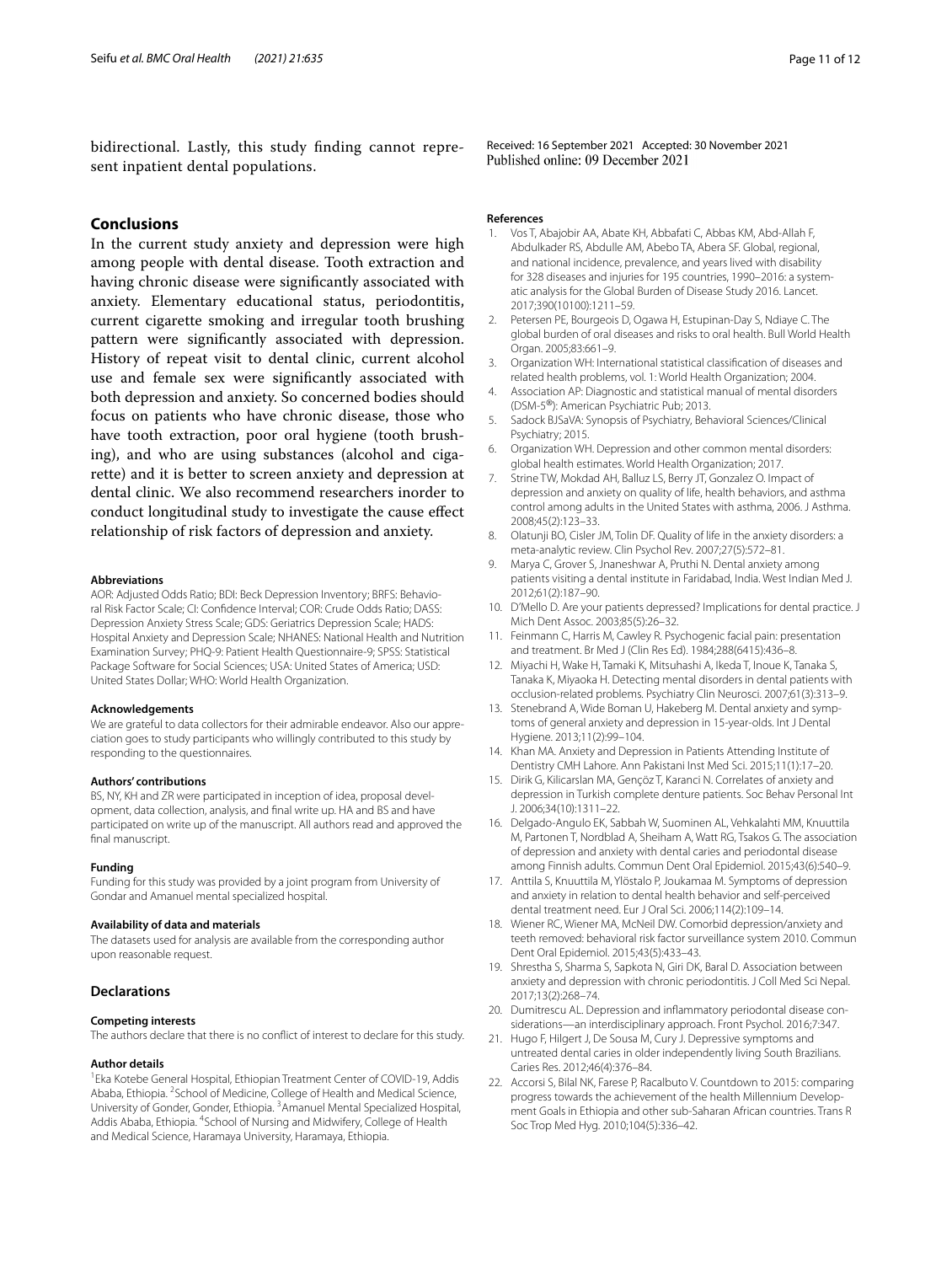bidirectional. Lastly, this study finding cannot represent inpatient dental populations.

## Conclusions

In the current study anxiety and depression were high among people with dental disease. Tooth extraction and having chronic disease were significantly associated with anxiety. Elementary educational status, periodontitis, current cigarette smoking and irregular tooth brushing pattern were significantly associated with depression. History of repeat visit to dental clinic, current alcohol use and female sex were significantly associated with both depression and anxiety. So concerned bodies should focus on patients who have chronic disease, those who have tooth extraction, poor oral hygiene (tooth brushing), and who are using substances (alcohol and cigarette) and it is better to screen anxiety and depression at dental clinic. We also recommend researchers inorder to conduct longitudinal study to investigate the cause effect relationship of risk factors of depression and anxiety.

#### Abbreviations

AOR: Adjusted Odds Ratio; BDI: Beck Depression Inventory; BRFS: Behavioral Risk Factor Scale; CI: Confidence Interval; COR: Crude Odds Ratio; DASS: Depression Anxiety Stress Scale; GDS: Geriatrics Depression Scale; HADS: Hospital Anxiety and Depression Scale; NHANES: National Health and Nutrition Examination Survey; PHQ-9: Patient Health Questionnaire-9; SPSS: Statistical Package Software for Social Sciences; USA: United States of America; USD: United States Dollar; WHO: World Health Organization.

#### Acknowledgements

We are grateful to data collectors for their admirable endeavor. Also our appreciation goes to study participants who willingly contributed to this study by responding to the questionnaires.

#### Authors' contributions

BS, NY, KH and ZR were participated in inception of idea, proposal development, data collection, analysis, and final write up. HA and BS and have participated on write up of the manuscript. All authors read and approved the final manuscript.

#### Funding

Funding for this study was provided by a joint program from University of Gondar and Amanuel mental specialized hospital.

#### Availability of data and materials

The datasets used for analysis are available from the corresponding author upon reasonable request.

## Declarations

#### Competing interests

The authors declare that there is no conflict of interest to declare for this study.

#### Author details

[1]Eka Kotebe General Hospital, Ethiopian Treatment Center of COVID-19, Addis Ababa, Ethiopia. [2]School of Medicine, College of Health and Medical Science, University of Gonder, Gonder, Ethiopia. [3]Amanuel Mental Specialized Hospital, Addis Ababa, Ethiopia. [4]School of Nursing and Midwifery, College of Health and Medical Science, Haramaya University, Haramaya, Ethiopia.

Received: 16 September 2021 Accepted: 30 November 2021
Published online: 09 December 2021

#### References

1. Vos T, Abajobir AA, Abate KH, Abbafati C, Abbas KM, Abd-Allah F, Abdulkader RS, Abdulle AM, Abebo TA, Abera SF. Global, regional, and national incidence, prevalence, and years lived with disability for 328 diseases and injuries for 195 countries, 1990–2016: a systematic analysis for the Global Burden of Disease Study 2016. Lancet. 2017;390(10100):1211–59.
2. Petersen PE, Bourgeois D, Ogawa H, Estupinan-Day S, Ndiaye C. The global burden of oral diseases and risks to oral health. Bull World Health Organ. 2005;83:661–9.
3. Organization WH: International statistical classification of diseases and related health problems, vol. 1: World Health Organization; 2004.
4. Association AP: Diagnostic and statistical manual of mental disorders (DSM-5®): American Psychiatric Pub; 2013.
5. Sadock BJSaVA: Synopsis of Psychiatry, Behavioral Sciences/Clinical Psychiatry; 2015.
6. Organization WH. Depression and other common mental disorders: global health estimates. World Health Organization; 2017.
7. Strine TW, Mokdad AH, Balluz LS, Berry JT, Gonzalez O. Impact of depression and anxiety on quality of life, health behaviors, and asthma control among adults in the United States with asthma, 2006. J Asthma. 2008;45(2):123–33.
8. Olatunji BO, Cisler JM, Tolin DF. Quality of life in the anxiety disorders: a meta-analytic review. Clin Psychol Rev. 2007;27(5):572–81.
9. Marya C, Grover S, Jnaneshwar A, Pruthi N. Dental anxiety among patients visiting a dental institute in Faridabad, India. West Indian Med J. 2012;61(2):187–90.
10. D'Mello D. Are your patients depressed? Implications for dental practice. J Mich Dent Assoc. 2003;85(5):26–32.
11. Feinmann C, Harris M, Cawley R. Psychogenic facial pain: presentation and treatment. Br Med J (Clin Res Ed). 1984;288(6415):436–8.
12. Miyachi H, Wake H, Tamaki K, Mitsuhashi A, Ikeda T, Inoue K, Tanaka S, Tanaka K, Miyaoka H. Detecting mental disorders in dental patients with occlusion-related problems. Psychiatry Clin Neurosci. 2007;61(3):313–9.
13. Stenebrand A, Wide Boman U, Hakeberg M. Dental anxiety and symptoms of general anxiety and depression in 15-year-olds. Int J Dental Hygiene. 2013;11(2):99–104.
14. Khan MA. Anxiety and Depression in Patients Attending Institute of Dentistry CMH Lahore. Ann Pakistani Inst Med Sci. 2015;11(1):17–20.
15. Dirik G, Kilicarslan MA, Gençöz T, Karanci N. Correlates of anxiety and depression in Turkish complete denture patients. Soc Behav Personal Int J. 2006;34(10):1311–22.
16. Delgado-Angulo EK, Sabbah W, Suominen AL, Vehkalahti MM, Knuuttila M, Partonen T, Nordblad A, Sheiham A, Watt RG, Tsakos G. The association of depression and anxiety with dental caries and periodontal disease among Finnish adults. Commun Dent Oral Epidemiol. 2015;43(6):540–9.
17. Anttila S, Knuuttila M, Ylöstalo P, Joukamaa M. Symptoms of depression and anxiety in relation to dental health behavior and self-perceived dental treatment need. Eur J Oral Sci. 2006;114(2):109–14.
18. Wiener RC, Wiener MA, McNeil DW. Comorbid depression/anxiety and teeth removed: behavioral risk factor surveillance system 2010. Commun Dent Oral Epidemiol. 2015;43(5):433–43.
19. Shrestha S, Sharma S, Sapkota N, Giri DK, Baral D. Association between anxiety and depression with chronic periodontitis. J Coll Med Sci Nepal. 2017;13(2):268–74.
20. Dumitrescu AL. Depression and inflammatory periodontal disease considerations—an interdisciplinary approach. Front Psychol. 2016;7:347.
21. Hugo F, Hilgert J, De Sousa M, Cury J. Depressive symptoms and untreated dental caries in older independently living South Brazilians. Caries Res. 2012;46(4):376–84.
22. Accorsi S, Bilal NK, Farese P, Racalbuto V. Countdown to 2015: comparing progress towards the achievement of the health Millennium Development Goals in Ethiopia and other sub-Saharan African countries. Trans R Soc Trop Med Hyg. 2010;104(5):336–42.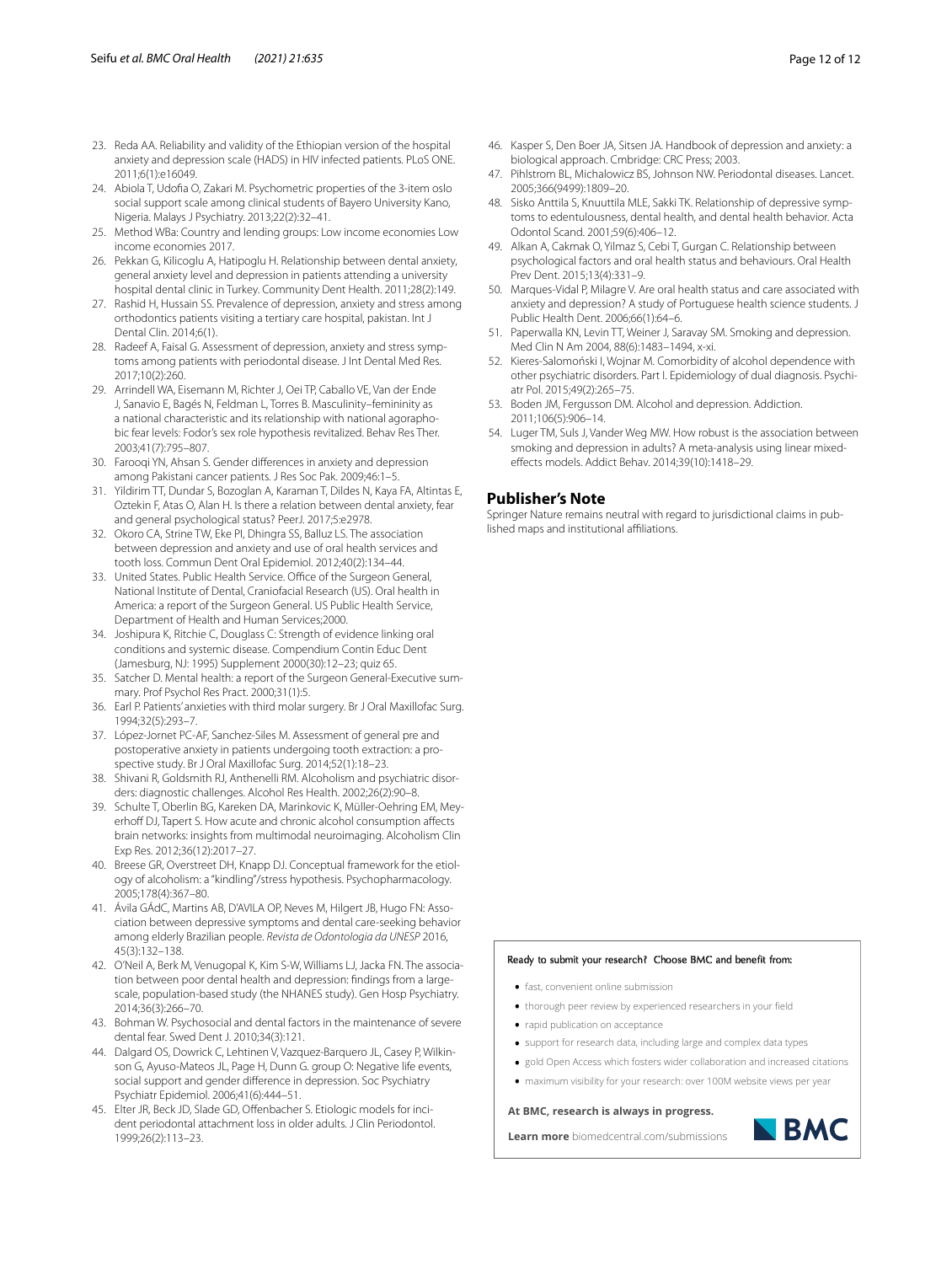23. Reda AA. Reliability and validity of the Ethiopian version of the hospital anxiety and depression scale (HADS) in HIV infected patients. PLoS ONE. 2011;6(1):e16049.
24. Abiola T, Udofia O, Zakari M. Psychometric properties of the 3-item oslo social support scale among clinical students of Bayero University Kano, Nigeria. Malays J Psychiatry. 2013;22(2):32–41.
25. Method WBa: Country and lending groups: Low income economies Low income economies 2017.
26. Pekkan G, Kilicoglu A, Hatipoglu H. Relationship between dental anxiety, general anxiety level and depression in patients attending a university hospital dental clinic in Turkey. Community Dent Health. 2011;28(2):149.
27. Rashid H, Hussain SS. Prevalence of depression, anxiety and stress among orthodontics patients visiting a tertiary care hospital, pakistan. Int J Dental Clin. 2014;6(1).
28. Radeef A, Faisal G. Assessment of depression, anxiety and stress symptoms among patients with periodontal disease. J Int Dental Med Res. 2017;10(2):260.
29. Arrindell WA, Eisemann M, Richter J, Oei TP, Caballo VE, Van der Ende J, Sanavio E, Bagés N, Feldman L, Torres B. Masculinity–femininity as a national characteristic and its relationship with national agoraphobic fear levels: Fodor's sex role hypothesis revitalized. Behav Res Ther. 2003;41(7):795–807.
30. Farooqi YN, Ahsan S. Gender differences in anxiety and depression among Pakistani cancer patients. J Res Soc Pak. 2009;46:1–5.
31. Yildirim TT, Dundar S, Bozoglan A, Karaman T, Dildes N, Kaya FA, Altintas E, Oztekin F, Atas O, Alan H. Is there a relation between dental anxiety, fear and general psychological status? PeerJ. 2017;5:e2978.
32. Okoro CA, Strine TW, Eke PI, Dhingra SS, Balluz LS. The association between depression and anxiety and use of oral health services and tooth loss. Commun Dent Oral Epidemiol. 2012;40(2):134–44.
33. United States. Public Health Service. Office of the Surgeon General, National Institute of Dental, Craniofacial Research (US). Oral health in America: a report of the Surgeon General. US Public Health Service, Department of Health and Human Services;2000.
34. Joshipura K, Ritchie C, Douglass C: Strength of evidence linking oral conditions and systemic disease. Compendium Contin Educ Dent (Jamesburg, NJ: 1995) Supplement 2000(30):12–23; quiz 65.
35. Satcher D. Mental health: a report of the Surgeon General-Executive summary. Prof Psychol Res Pract. 2000;31(1):5.
36. Earl P. Patients' anxieties with third molar surgery. Br J Oral Maxillofac Surg. 1994;32(5):293–7.
37. López-Jornet PC-AF, Sanchez-Siles M. Assessment of general pre and postoperative anxiety in patients undergoing tooth extraction: a prospective study. Br J Oral Maxillofac Surg. 2014;52(1):18–23.
38. Shivani R, Goldsmith RJ, Anthenelli RM. Alcoholism and psychiatric disorders: diagnostic challenges. Alcohol Res Health. 2002;26(2):90–8.
39. Schulte T, Oberlin BG, Kareken DA, Marinkovic K, Müller-Oehring EM, Meyerhoff DJ, Tapert S. How acute and chronic alcohol consumption affects brain networks: insights from multimodal neuroimaging. Alcoholism Clin Exp Res. 2012;36(12):2017–27.
40. Breese GR, Overstreet DH, Knapp DJ. Conceptual framework for the etiology of alcoholism: a "kindling"/stress hypothesis. Psychopharmacology. 2005;178(4):367–80.
41. Ávila GÁdC, Martins AB, D'AVILA OP, Neves M, Hilgert JB, Hugo FN: Association between depressive symptoms and dental care-seeking behavior among elderly Brazilian people. *Revista de Odontologia da UNESP* 2016, 45(3):132–138.
42. O'Neil A, Berk M, Venugopal K, Kim S-W, Williams LJ, Jacka FN. The association between poor dental health and depression: findings from a large-scale, population-based study (the NHANES study). Gen Hosp Psychiatry. 2014;36(3):266–70.
43. Bohman W. Psychosocial and dental factors in the maintenance of severe dental fear. Swed Dent J. 2010;34(3):121.
44. Dalgard OS, Dowrick C, Lehtinen V, Vazquez-Barquero JL, Casey P, Wilkinson G, Ayuso-Mateos JL, Page H, Dunn G. group O: Negative life events, social support and gender difference in depression. Soc Psychiatry Psychiatr Epidemiol. 2006;41(6):444–51.
45. Elter JR, Beck JD, Slade GD, Offenbacher S. Etiologic models for incident periodontal attachment loss in older adults. J Clin Periodontol. 1999;26(2):113–23.
46. Kasper S, Den Boer JA, Sitsen JA. Handbook of depression and anxiety: a biological approach. Cmbridge: CRC Press; 2003.
47. Pihlstrom BL, Michalowicz BS, Johnson NW. Periodontal diseases. Lancet. 2005;366(9499):1809–20.
48. Sisko Anttila S, Knuuttila MLE, Sakki TK. Relationship of depressive symptoms to edentulousness, dental health, and dental health behavior. Acta Odontol Scand. 2001;59(6):406–12.
49. Alkan A, Cakmak O, Yilmaz S, Cebi T, Gurgan C. Relationship between psychological factors and oral health status and behaviours. Oral Health Prev Dent. 2015;13(4):331–9.
50. Marques-Vidal P, Milagre V. Are oral health status and care associated with anxiety and depression? A study of Portuguese health science students. J Public Health Dent. 2006;66(1):64–6.
51. Paperwalla KN, Levin TT, Weiner J, Saravay SM. Smoking and depression. Med Clin N Am 2004, 88(6):1483–1494, x-xi.
52. Kieres-Salomoński I, Wojnar M. Comorbidity of alcohol dependence with other psychiatric disorders. Part I. Epidemiology of dual diagnosis. Psychiatr Pol. 2015;49(2):265–75.
53. Boden JM, Fergusson DM. Alcohol and depression. Addiction. 2011;106(5):906–14.
54. Luger TM, Suls J, Vander Weg MW. How robust is the association between smoking and depression in adults? A meta-analysis using linear mixed-effects models. Addict Behav. 2014;39(10):1418–29.

## Publisher's Note

Springer Nature remains neutral with regard to jurisdictional claims in published maps and institutional affiliations.

Ready to submit your research? Choose BMC and benefit from:

- fast, convenient online submission
- thorough peer review by experienced researchers in your field
- rapid publication on acceptance
- support for research data, including large and complex data types
- gold Open Access which fosters wider collaboration and increased citations
- maximum visibility for your research: over 100M website views per year

**At BMC, research is always in progress.**

**Learn more** biomedcentral.com/submissions

BMC